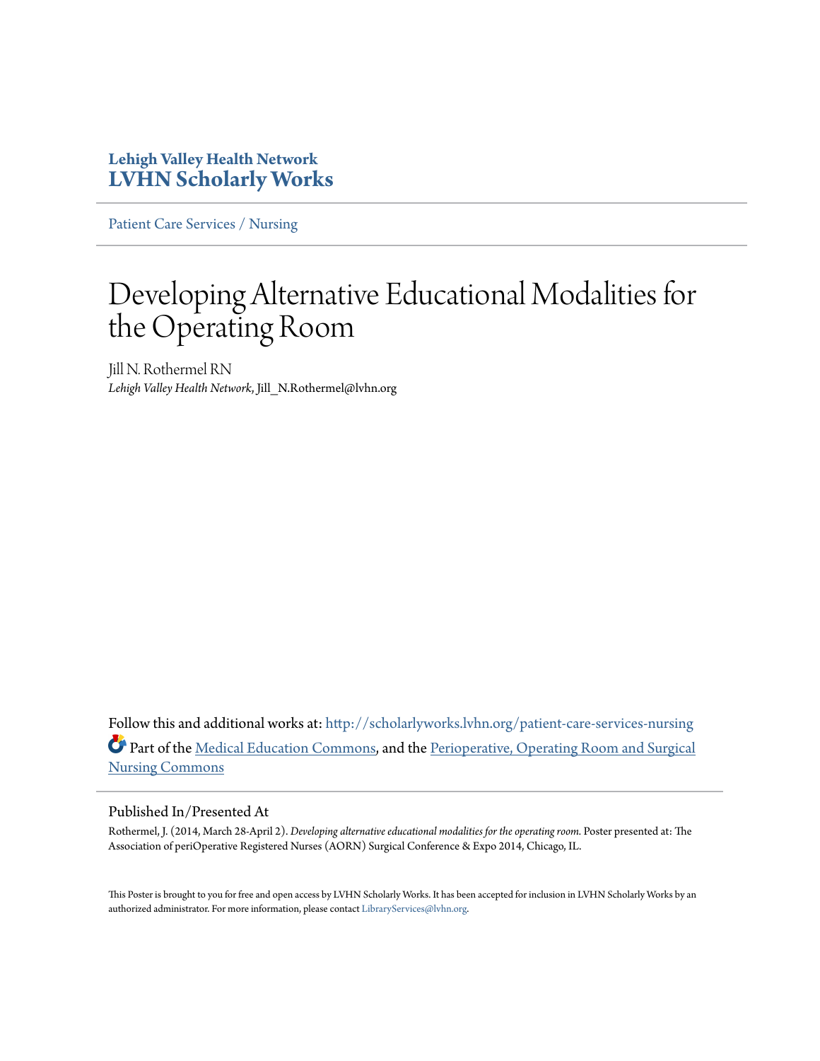**Lehigh Valley Health Network**
**LVHN Scholarly Works**

---

Patient Care Services / Nursing

---

# Developing Alternative Educational Modalities for the Operating Room

Jill N. Rothermel RN
*Lehigh Valley Health Network*, Jill_N.Rothermel@lvhn.org

Follow this and additional works at: http://scholarlyworks.lvhn.org/patient-care-services-nursing

Part of the Medical Education Commons, and the Perioperative, Operating Room and Surgical Nursing Commons

---

## Published In/Presented At

Rothermel, J. (2014, March 28-April 2). *Developing alternative educational modalities for the operating room.* Poster presented at: The Association of periOperative Registered Nurses (AORN) Surgical Conference & Expo 2014, Chicago, IL.

This Poster is brought to you for free and open access by LVHN Scholarly Works. It has been accepted for inclusion in LVHN Scholarly Works by an authorized administrator. For more information, please contact LibraryServices@lvhn.org.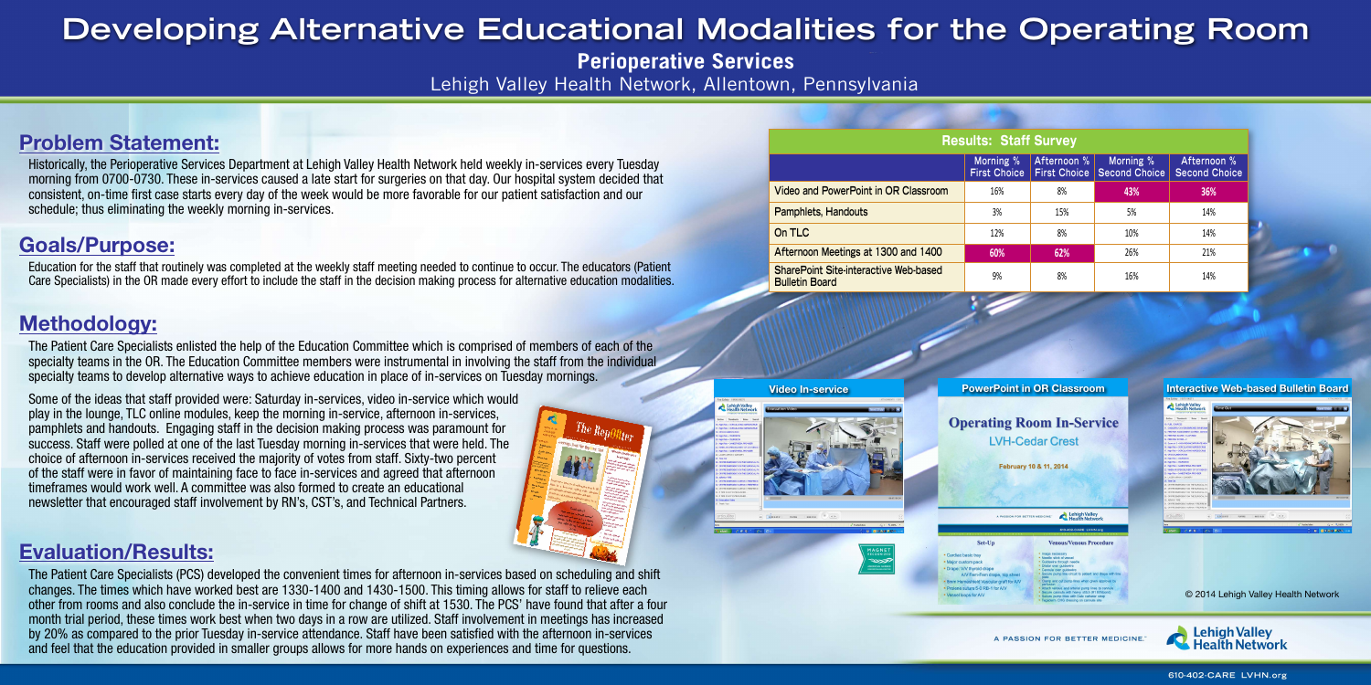# Developing Alternative Educational Modalities for the Operating Room

**Perioperative Services**

Lehigh Valley Health Network, Allentown, Pennsylvania

## Problem Statement:

Historically, the Perioperative Services Department at Lehigh Valley Health Network held weekly in-services every Tuesday morning from 0700-0730. These in-services caused a late start for surgeries on that day. Our hospital system decided that consistent, on-time first case starts every day of the week would be more favorable for our patient satisfaction and our schedule; thus eliminating the weekly morning in-services.

## Goals/Purpose:

Education for the staff that routinely was completed at the weekly staff meeting needed to continue to occur. The educators (Patient Care Specialists) in the OR made every effort to include the staff in the decision making process for alternative education modalities.

## Methodology:

The Patient Care Specialists enlisted the help of the Education Committee which is comprised of members of each of the specialty teams in the OR. The Education Committee members were instrumental in involving the staff from the individual specialty teams to develop alternative ways to achieve education in place of in-services on Tuesday mornings.

Some of the ideas that staff provided were: Saturday in-services, video in-service which would play in the lounge, TLC online modules, keep the morning in-services, afternoon in-services, pamphlets and handouts. Engaging staff in the decision making process was paramount for success. Staff were polled at one of the last Tuesday morning in-services that were held. The choice of afternoon in-services received the majority of votes from staff. Sixty-two percent of the staff were in favor of maintaining face to face in-services and agreed that afternoon timeframes would work well. A committee was also formed to create an educational newsletter that encouraged staff involvement by RN's, CST's, and Technical Partners.

## Evaluation/Results:

The Patient Care Specialists (PCS) developed the convenient times for afternoon in-services based on scheduling and shift changes. The times which have worked best are 1330-1400 and 1430-1500. This timing allows for staff to relieve each other from rooms and also conclude the in-service in time for change of shift at 1530. The PCS' have found that after a four month trial period, these times work best when two days in a row are utilized. Staff involvement in meetings has increased by 20% as compared to the prior Tuesday in-service attendance. Staff have been satisfied with the afternoon in-services and feel that the education provided in smaller groups allows for more hands on experiences and time for questions.

**Results: Staff Survey**

| | Morning % First Choice | Afternoon % First Choice | Morning % Second Choice | Afternoon % Second Choice |
|---|---|---|---|---|
| Video and PowerPoint in OR Classroom | 16% | 8% | 43% | 36% |
| Pamphlets, Handouts | 3% | 15% | 5% | 14% |
| On TLC | 12% | 8% | 10% | 14% |
| Afternoon Meetings at 1300 and 1400 | 60% | 62% | 26% | 21% |
| SharePoint Site-interactive Web-based Bulletin Board | 9% | 8% | 16% | 14% |

Video In-service

PowerPoint in OR Classroom

Interactive Web-based Bulletin Board

© 2014 Lehigh Valley Health Network

A PASSION FOR BETTER MEDICINE.™

Lehigh Valley Health Network

610-402-CARE LVHN.org